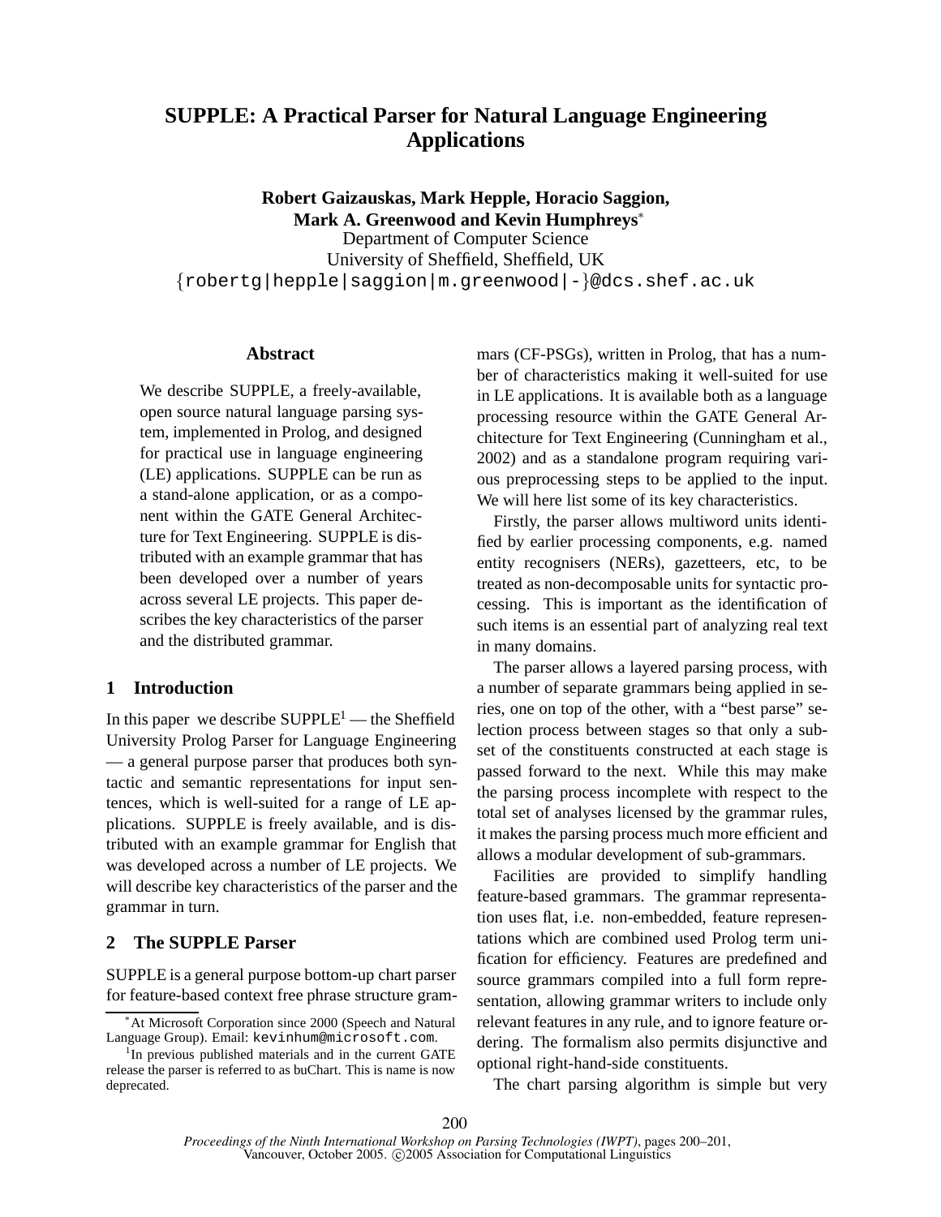# SUPPLE: A Practical Parser for Natural Language Engineering Applications

**Robert Gaizauskas, Mark Hepple, Horacio Saggion, Mark A. Greenwood and Kevin Humphreys**[*]

Department of Computer Science
University of Sheffield, Sheffield, UK
{robertg|hepple|saggion|m.greenwood|-}@dcs.shef.ac.uk

## Abstract

We describe SUPPLE, a freely-available, open source natural language parsing system, implemented in Prolog, and designed for practical use in language engineering (LE) applications. SUPPLE can be run as a stand-alone application, or as a component within the GATE General Architecture for Text Engineering. SUPPLE is distributed with an example grammar that has been developed over a number of years across several LE projects. This paper describes the key characteristics of the parser and the distributed grammar.

## 1 Introduction

In this paper we describe SUPPLE[1] — the Sheffield University Prolog Parser for Language Engineering — a general purpose parser that produces both syntactic and semantic representations for input sentences, which is well-suited for a range of LE applications. SUPPLE is freely available, and is distributed with an example grammar for English that was developed across a number of LE projects. We will describe key characteristics of the parser and the grammar in turn.

## 2 The SUPPLE Parser

SUPPLE is a general purpose bottom-up chart parser for feature-based context free phrase structure grammars (CF-PSGs), written in Prolog, that has a number of characteristics making it well-suited for use in LE applications. It is available both as a language processing resource within the GATE General Architecture for Text Engineering (Cunningham et al., 2002) and as a standalone program requiring various preprocessing steps to be applied to the input. We will here list some of its key characteristics.

Firstly, the parser allows multiword units identified by earlier processing components, e.g. named entity recognisers (NERs), gazetteers, etc, to be treated as non-decomposable units for syntactic processing. This is important as the identification of such items is an essential part of analyzing real text in many domains.

The parser allows a layered parsing process, with a number of separate grammars being applied in series, one on top of the other, with a "best parse" selection process between stages so that only a subset of the constituents constructed at each stage is passed forward to the next. While this may make the parsing process incomplete with respect to the total set of analyses licensed by the grammar rules, it makes the parsing process much more efficient and allows a modular development of sub-grammars.

Facilities are provided to simplify handling feature-based grammars. The grammar representation uses flat, i.e. non-embedded, feature representations which are combined used Prolog term unification for efficiency. Features are predefined and source grammars compiled into a full form representation, allowing grammar writers to include only relevant features in any rule, and to ignore feature ordering. The formalism also permits disjunctive and optional right-hand-side constituents.

The chart parsing algorithm is simple but very

[*] At Microsoft Corporation since 2000 (Speech and Natural Language Group). Email: kevinhum@microsoft.com.

[1] In previous published materials and in the current GATE release the parser is referred to as buChart. This is name is now deprecated.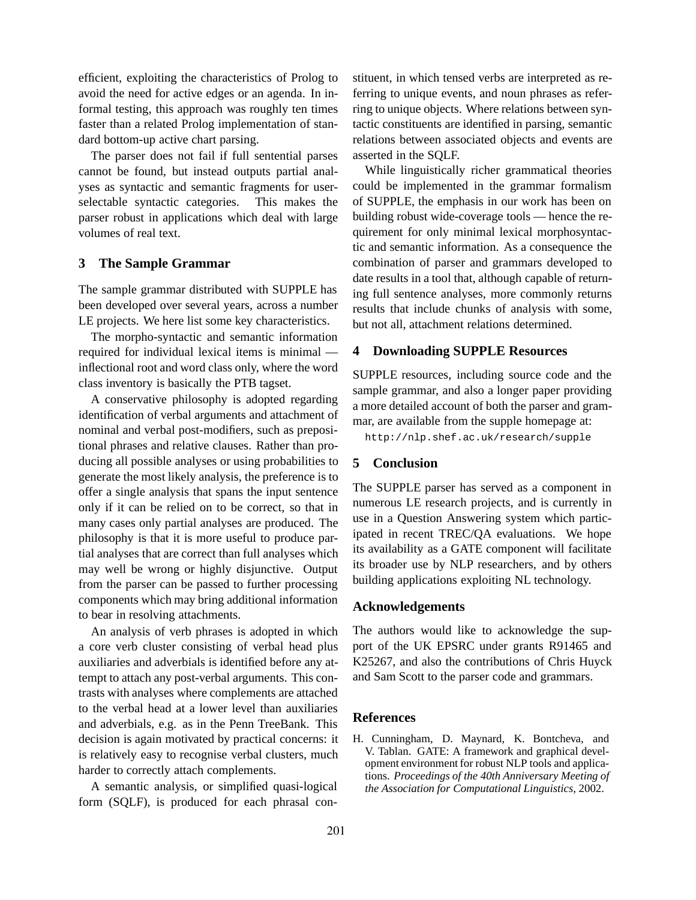efficient, exploiting the characteristics of Prolog to avoid the need for active edges or an agenda. In informal testing, this approach was roughly ten times faster than a related Prolog implementation of standard bottom-up active chart parsing.

The parser does not fail if full sentential parses cannot be found, but instead outputs partial analyses as syntactic and semantic fragments for user-selectable syntactic categories. This makes the parser robust in applications which deal with large volumes of real text.

## 3 The Sample Grammar

The sample grammar distributed with SUPPLE has been developed over several years, across a number LE projects. We here list some key characteristics.

The morpho-syntactic and semantic information required for individual lexical items is minimal — inflectional root and word class only, where the word class inventory is basically the PTB tagset.

A conservative philosophy is adopted regarding identification of verbal arguments and attachment of nominal and verbal post-modifiers, such as prepositional phrases and relative clauses. Rather than producing all possible analyses or using probabilities to generate the most likely analysis, the preference is to offer a single analysis that spans the input sentence only if it can be relied on to be correct, so that in many cases only partial analyses are produced. The philosophy is that it is more useful to produce partial analyses that are correct than full analyses which may well be wrong or highly disjunctive. Output from the parser can be passed to further processing components which may bring additional information to bear in resolving attachments.

An analysis of verb phrases is adopted in which a core verb cluster consisting of verbal head plus auxiliaries and adverbials is identified before any attempt to attach any post-verbal arguments. This contrasts with analyses where complements are attached to the verbal head at a lower level than auxiliaries and adverbials, e.g. as in the Penn TreeBank. This decision is again motivated by practical concerns: it is relatively easy to recognise verbal clusters, much harder to correctly attach complements.

A semantic analysis, or simplified quasi-logical form (SQLF), is produced for each phrasal constituent, in which tensed verbs are interpreted as referring to unique events, and noun phrases as referring to unique objects. Where relations between syntactic constituents are identified in parsing, semantic relations between associated objects and events are asserted in the SQLF.

While linguistically richer grammatical theories could be implemented in the grammar formalism of SUPPLE, the emphasis in our work has been on building robust wide-coverage tools — hence the requirement for only minimal lexical morphosyntactic and semantic information. As a consequence the combination of parser and grammars developed to date results in a tool that, although capable of returning full sentence analyses, more commonly returns results that include chunks of analysis with some, but not all, attachment relations determined.

## 4 Downloading SUPPLE Resources

SUPPLE resources, including source code and the sample grammar, and also a longer paper providing a more detailed account of both the parser and grammar, are available from the supple homepage at:

`http://nlp.shef.ac.uk/research/supple`

## 5 Conclusion

The SUPPLE parser has served as a component in numerous LE research projects, and is currently in use in a Question Answering system which participated in recent TREC/QA evaluations. We hope its availability as a GATE component will facilitate its broader use by NLP researchers, and by others building applications exploiting NL technology.

## Acknowledgements

The authors would like to acknowledge the support of the UK EPSRC under grants R91465 and K25267, and also the contributions of Chris Huyck and Sam Scott to the parser code and grammars.

## References

H. Cunningham, D. Maynard, K. Bontcheva, and V. Tablan. GATE: A framework and graphical development environment for robust NLP tools and applications. *Proceedings of the 40th Anniversary Meeting of the Association for Computational Linguistics*, 2002.